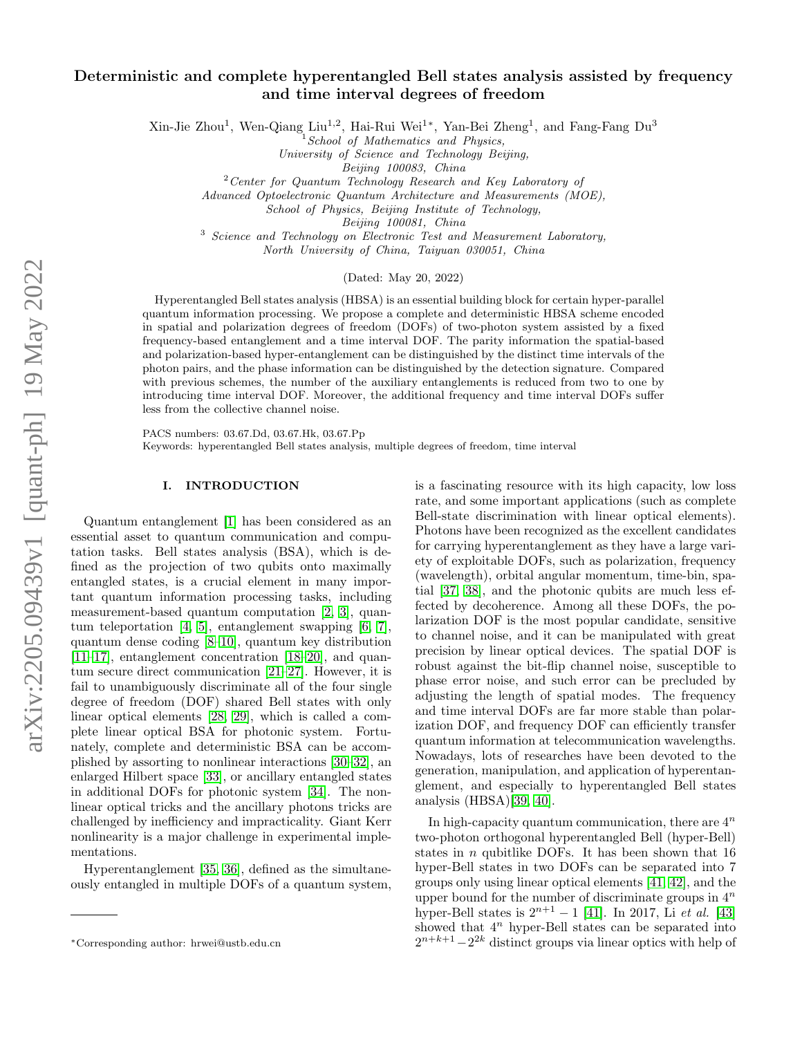# Deterministic and complete hyperentangled Bell states analysis assisted by frequency and time interval degrees of freedom

Xin-Jie Zhou[1], Wen-Qiang Liu[1,2], Hai-Rui Wei[1∗], Yan-Bei Zheng[1], and Fang-Fang Du[3]

[1] *School of Mathematics and Physics, University of Science and Technology Beijing, Beijing 100083, China*

[2] *Center for Quantum Technology Research and Key Laboratory of Advanced Optoelectronic Quantum Architecture and Measurements (MOE), School of Physics, Beijing Institute of Technology, Beijing 100081, China*

[3] *Science and Technology on Electronic Test and Measurement Laboratory, North University of China, Taiyuan 030051, China*

(Dated: May 20, 2022)

Hyperentangled Bell states analysis (HBSA) is an essential building block for certain hyper-parallel quantum information processing. We propose a complete and deterministic HBSA scheme encoded in spatial and polarization degrees of freedom (DOFs) of two-photon system assisted by a fixed frequency-based entanglement and a time interval DOF. The parity information the spatial-based and polarization-based hyper-entanglement can be distinguished by the distinct time intervals of the photon pairs, and the phase information can be distinguished by the detection signature. Compared with previous schemes, the number of the auxiliary entanglements is reduced from two to one by introducing time interval DOF. Moreover, the additional frequency and time interval DOFs suffer less from the collective channel noise.

PACS numbers: 03.67.Dd, 03.67.Hk, 03.67.Pp

Keywords: hyperentangled Bell states analysis, multiple degrees of freedom, time interval

## I. INTRODUCTION

Quantum entanglement [1] has been considered as an essential asset to quantum communication and computation tasks. Bell states analysis (BSA), which is defined as the projection of two qubits onto maximally entangled states, is a crucial element in many important quantum information processing tasks, including measurement-based quantum computation [2, 3], quantum teleportation [4, 5], entanglement swapping [6, 7], quantum dense coding [8–10], quantum key distribution [11–17], entanglement concentration [18–20], and quantum secure direct communication [21–27]. However, it is fail to unambiguously discriminate all of the four single degree of freedom (DOF) shared Bell states with only linear optical elements [28, 29], which is called a complete linear optical BSA for photonic system. Fortunately, complete and deterministic BSA can be accomplished by assorting to nonlinear interactions [30–32], an enlarged Hilbert space [33], or ancillary entangled states in additional DOFs for photonic system [34]. The nonlinear optical tricks and the ancillary photons tricks are challenged by inefficiency and impracticality. Giant Kerr nonlinearity is a major challenge in experimental implementations.

Hyperentanglement [35, 36], defined as the simultaneously entangled in multiple DOFs of a quantum system, is a fascinating resource with its high capacity, low loss rate, and some important applications (such as complete Bell-state discrimination with linear optical elements). Photons have been recognized as the excellent candidates for carrying hyperentanglement as they have a large variety of exploitable DOFs, such as polarization, frequency (wavelength), orbital angular momentum, time-bin, spatial [37, 38], and the photonic qubits are much less effected by decoherence. Among all these DOFs, the polarization DOF is the most popular candidate, sensitive to channel noise, and it can be manipulated with great precision by linear optical devices. The spatial DOF is robust against the bit-flip channel noise, susceptible to phase error noise, and such error can be precluded by adjusting the length of spatial modes. The frequency and time interval DOFs are far more stable than polarization DOF, and frequency DOF can efficiently transfer quantum information at telecommunication wavelengths. Nowadays, lots of researches have been devoted to the generation, manipulation, and application of hyperentanglement, and especially to hyperentangled Bell states analysis (HBSA)[39, 40].

In high-capacity quantum communication, there are $4^n$ two-photon orthogonal hyperentangled Bell (hyper-Bell) states in $n$ qubitlike DOFs. It has been shown that 16 hyper-Bell states in two DOFs can be separated into 7 groups only using linear optical elements [41, 42], and the upper bound for the number of discriminate groups in $4^n$ hyper-Bell states is $2^{n+1} - 1$ [41]. In 2017, Li *et al.* [43] showed that $4^n$ hyper-Bell states can be separated into $2^{n+k+1} - 2^{2k}$ distinct groups via linear optics with help of

∗Corresponding author: hrwei@ustb.edu.cn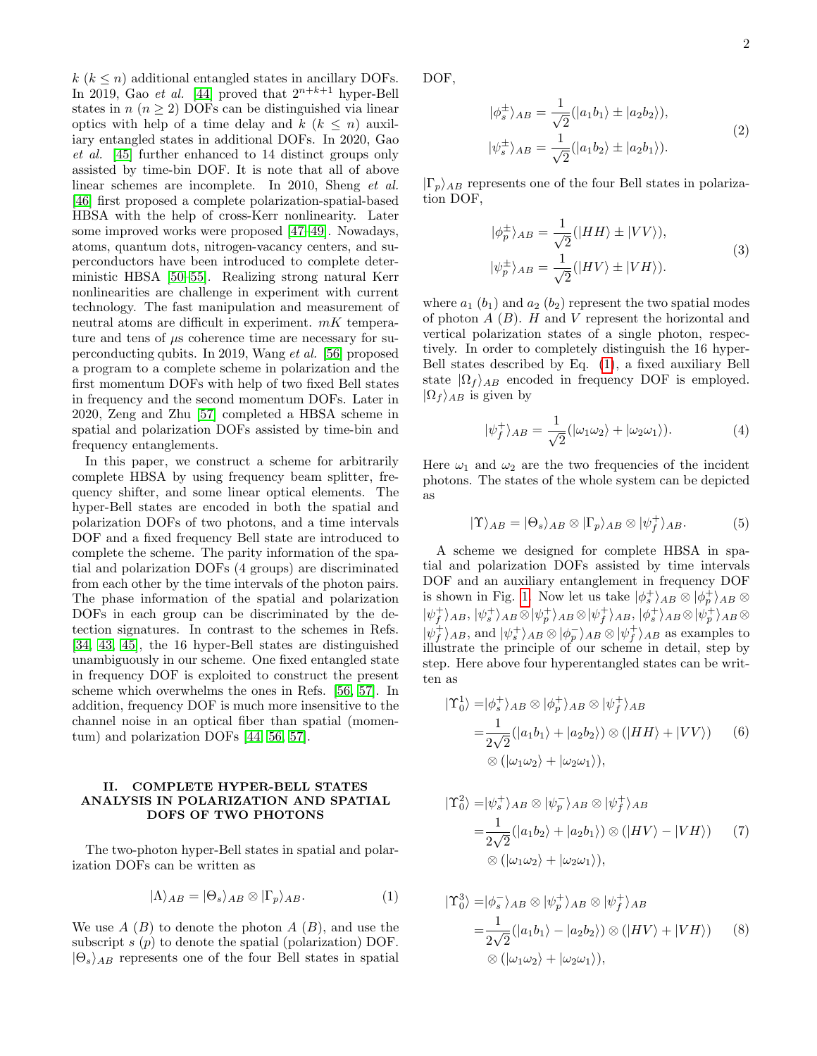$k$ ($k \le n$) additional entangled states in ancillary DOFs. In 2019, Gao *et al.* [44] proved that $2^{n+k+1}$ hyper-Bell states in $n$ ($n \ge 2$) DOFs can be distinguished via linear optics with help of a time delay and $k$ ($k \le n$) auxiliary entangled states in additional DOFs. In 2020, Gao *et al.* [45] further enhanced to 14 distinct groups only assisted by time-bin DOF. It is note that all of above linear schemes are incomplete. In 2010, Sheng *et al.* [46] first proposed a complete polarization-spatial-based HBSA with the help of cross-Kerr nonlinearity. Later some improved works were proposed [47–49]. Nowadays, atoms, quantum dots, nitrogen-vacancy centers, and superconductors have been introduced to complete deterministic HBSA [50–55]. Realizing strong natural Kerr nonlinearities are challenge in experiment with current technology. The fast manipulation and measurement of neutral atoms are difficult in experiment. $mK$ temperature and tens of $\mu$s coherence time are necessary for superconducting qubits. In 2019, Wang *et al.* [56] proposed a program to a complete scheme in polarization and the first momentum DOFs with help of two fixed Bell states in frequency and the second momentum DOFs. Later in 2020, Zeng and Zhu [57] completed a HBSA scheme in spatial and polarization DOFs assisted by time-bin and frequency entanglements.

In this paper, we construct a scheme for arbitrarily complete HBSA by using frequency beam splitter, frequency shifter, and some linear optical elements. The hyper-Bell states are encoded in both the spatial and polarization DOFs of two photons, and a time intervals DOF and a fixed frequency Bell state are introduced to complete the scheme. The parity information of the spatial and polarization DOFs (4 groups) are discriminated from each other by the time intervals of the photon pairs. The phase information of the spatial and polarization DOFs in each group can be discriminated by the detection signatures. In contrast to the schemes in Refs. [34, 43, 45], the 16 hyper-Bell states are distinguished unambiguously in our scheme. One fixed entangled state in frequency DOF is exploited to construct the present scheme which overwhelms the ones in Refs. [56, 57]. In addition, frequency DOF is much more insensitive to the channel noise in an optical fiber than spatial (momentum) and polarization DOFs [44, 56, 57].

## II. COMPLETE HYPER-BELL STATES ANALYSIS IN POLARIZATION AND SPATIAL DOFS OF TWO PHOTONS

The two-photon hyper-Bell states in spatial and polarization DOFs can be written as

$$|\Lambda\rangle_{AB} = |\Theta_s\rangle_{AB} \otimes |\Gamma_p\rangle_{AB}. \tag{1}$$

We use $A$ ($B$) to denote the photon $A$ ($B$), and use the subscript $s$ ($p$) to denote the spatial (polarization) DOF. $|\Theta_s\rangle_{AB}$ represents one of the four Bell states in spatial DOF,

$$\begin{aligned} |\phi_s^{\pm}\rangle_{AB} &= \frac{1}{\sqrt{2}}(|a_1 b_1\rangle \pm |a_2 b_2\rangle), \\ |\psi_s^{\pm}\rangle_{AB} &= \frac{1}{\sqrt{2}}(|a_1 b_2\rangle \pm |a_2 b_1\rangle). \end{aligned} \tag{2}$$

$|\Gamma_p\rangle_{AB}$ represents one of the four Bell states in polarization DOF,

$$\begin{aligned} |\phi_p^{\pm}\rangle_{AB} &= \frac{1}{\sqrt{2}}(|HH\rangle \pm |VV\rangle), \\ |\psi_p^{\pm}\rangle_{AB} &= \frac{1}{\sqrt{2}}(|HV\rangle \pm |VH\rangle). \end{aligned} \tag{3}$$

where $a_1$ ($b_1$) and $a_2$ ($b_2$) represent the two spatial modes of photon $A$ ($B$). $H$ and $V$ represent the horizontal and vertical polarization states of a single photon, respectively. In order to completely distinguish the 16 hyper-Bell states described by Eq. (1), a fixed auxiliary Bell state $|\Omega_f\rangle_{AB}$ encoded in frequency DOF is employed. $|\Omega_f\rangle_{AB}$ is given by

$$|\psi_f^{+}\rangle_{AB} = \frac{1}{\sqrt{2}}(|\omega_1 \omega_2\rangle + |\omega_2 \omega_1\rangle). \tag{4}$$

Here $\omega_1$ and $\omega_2$ are the two frequencies of the incident photons. The states of the whole system can be depicted as

$$|\Upsilon\rangle_{AB} = |\Theta_s\rangle_{AB} \otimes |\Gamma_p\rangle_{AB} \otimes |\psi_f^{+}\rangle_{AB}. \tag{5}$$

A scheme we designed for complete HBSA in spatial and polarization DOFs assisted by time intervals DOF and an auxiliary entanglement in frequency DOF is shown in Fig. 1. Now let us take $|\phi_s^{+}\rangle_{AB} \otimes |\phi_p^{+}\rangle_{AB} \otimes |\psi_f^{+}\rangle_{AB}$, $|\psi_s^{+}\rangle_{AB} \otimes |\psi_p^{+}\rangle_{AB} \otimes |\psi_f^{+}\rangle_{AB}$, $|\phi_s^{+}\rangle_{AB} \otimes |\psi_p^{+}\rangle_{AB} \otimes |\psi_f^{+}\rangle_{AB}$, and $|\psi_s^{+}\rangle_{AB} \otimes |\phi_p^{-}\rangle_{AB} \otimes |\psi_f^{+}\rangle_{AB}$ as examples to illustrate the principle of our scheme in detail, step by step. Here above four hyperentangled states can be written as

$$\begin{aligned} |\Upsilon_0^1\rangle =& |\phi_s^{+}\rangle_{AB} \otimes |\phi_p^{+}\rangle_{AB} \otimes |\psi_f^{+}\rangle_{AB} \\ =& \frac{1}{2\sqrt{2}}(|a_1 b_1\rangle + |a_2 b_2\rangle) \otimes (|HH\rangle + |VV\rangle) \\ & \otimes (|\omega_1 \omega_2\rangle + |\omega_2 \omega_1\rangle), \end{aligned} \tag{6}$$

$$\begin{aligned} |\Upsilon_0^2\rangle =& |\psi_s^{+}\rangle_{AB} \otimes |\psi_p^{-}\rangle_{AB} \otimes |\psi_f^{+}\rangle_{AB} \\ =& \frac{1}{2\sqrt{2}}(|a_1 b_2\rangle + |a_2 b_1\rangle) \otimes (|HV\rangle - |VH\rangle) \\ & \otimes (|\omega_1 \omega_2\rangle + |\omega_2 \omega_1\rangle), \end{aligned} \tag{7}$$

$$\begin{aligned} |\Upsilon_0^3\rangle =& |\phi_s^{-}\rangle_{AB} \otimes |\psi_p^{+}\rangle_{AB} \otimes |\psi_f^{+}\rangle_{AB} \\ =& \frac{1}{2\sqrt{2}}(|a_1 b_1\rangle - |a_2 b_2\rangle) \otimes (|HV\rangle + |VH\rangle) \\ & \otimes (|\omega_1 \omega_2\rangle + |\omega_2 \omega_1\rangle), \end{aligned} \tag{8}$$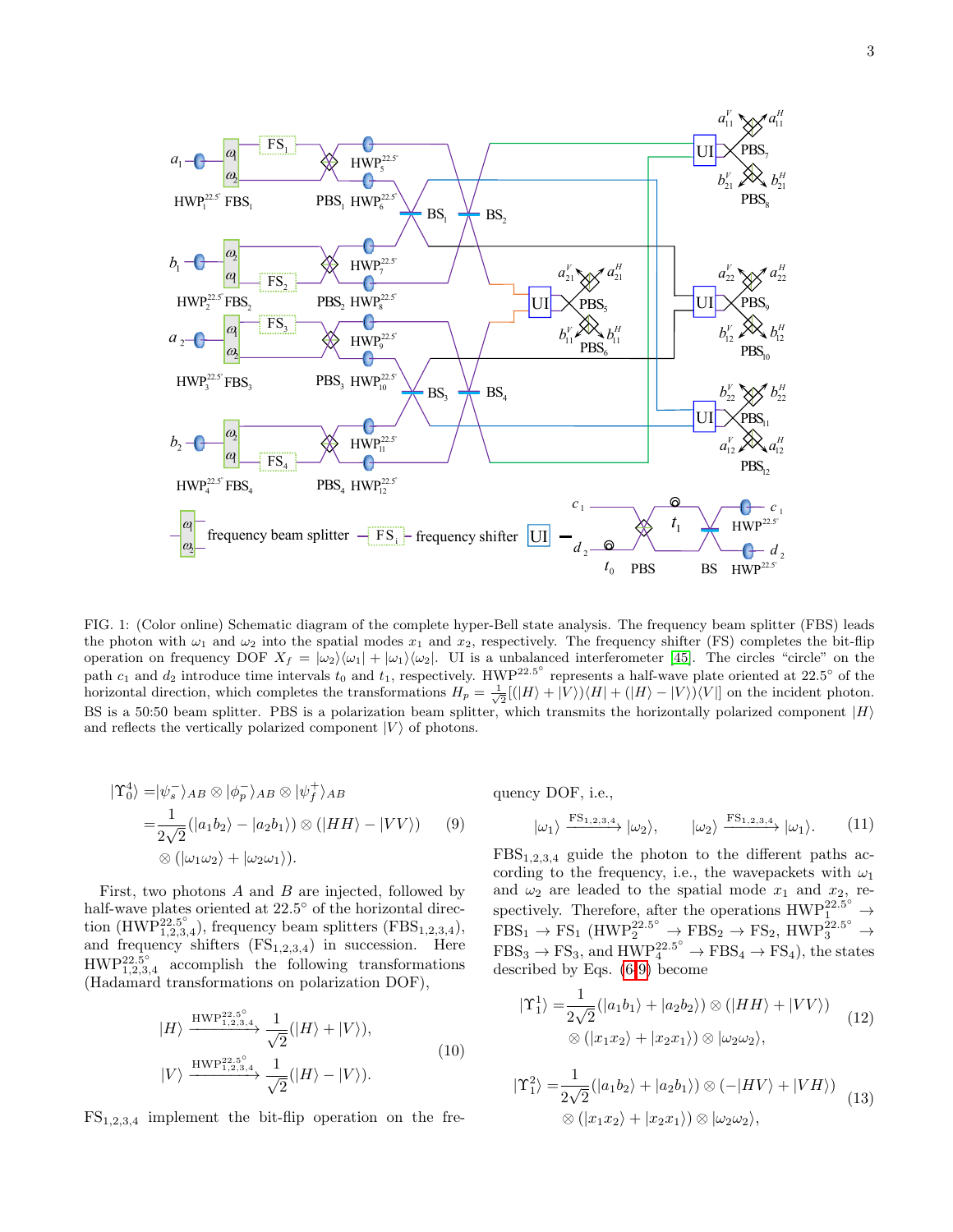FIG. 1: (Color online) Schematic diagram of the complete hyper-Bell state analysis. The frequency beam splitter (FBS) leads the photon with $\omega_1$ and $\omega_2$ into the spatial modes $x_1$ and $x_2$, respectively. The frequency shifter (FS) completes the bit-flip operation on frequency DOF $X_f = |\omega_2\rangle\langle\omega_1| + |\omega_1\rangle\langle\omega_2|$. UI is a unbalanced interferometer [45]. The circles "circle" on the path $c_1$ and $d_2$ introduce time intervals $t_0$ and $t_1$, respectively. HWP$^{22.5°}$ represents a half-wave plate oriented at 22.5° of the horizontal direction, which completes the transformations $H_p = \frac{1}{\sqrt{2}}[(|H\rangle + |V\rangle)\langle H| + (|H\rangle - |V\rangle)\langle V|]$ on the incident photon. BS is a 50:50 beam splitter. PBS is a polarization beam splitter, which transmits the horizontally polarized component $|H\rangle$ and reflects the vertically polarized component $|V\rangle$ of photons.

$$
\begin{aligned}
|\Upsilon_0^4\rangle =& |\psi_s^-\rangle_{AB} \otimes |\phi_p^-\rangle_{AB} \otimes |\psi_f^+\rangle_{AB} \\
=& \frac{1}{2\sqrt{2}}(|a_1 b_2\rangle - |a_2 b_1\rangle) \otimes (|HH\rangle - |VV\rangle) \\
& \otimes (|\omega_1 \omega_2\rangle + |\omega_2 \omega_1\rangle).
\end{aligned} \tag{9}
$$

First, two photons $A$ and $B$ are injected, followed by half-wave plates oriented at 22.5° of the horizontal direction (HWP$^{22.5°}_{1,2,3,4}$), frequency beam splitters (FBS$_{1,2,3,4}$), and frequency shifters (FS$_{1,2,3,4}$) in succession. Here HWP$^{22.5°}_{1,2,3,4}$ accomplish the following transformations (Hadamard transformations on polarization DOF),

$$
\begin{aligned}
|H\rangle &\xrightarrow{\text{HWP}^{22.5°}_{1,2,3,4}} \frac{1}{\sqrt{2}}(|H\rangle + |V\rangle), \\
|V\rangle &\xrightarrow{\text{HWP}^{22.5°}_{1,2,3,4}} \frac{1}{\sqrt{2}}(|H\rangle - |V\rangle).
\end{aligned} \tag{10}
$$

FS$_{1,2,3,4}$ implement the bit-flip operation on the frequency DOF, i.e.,

$$
|\omega_1\rangle \xrightarrow{\text{FS}_{1,2,3,4}} |\omega_2\rangle, \qquad |\omega_2\rangle \xrightarrow{\text{FS}_{1,2,3,4}} |\omega_1\rangle. \tag{11}
$$

FBS$_{1,2,3,4}$ guide the photon to the different paths according to the frequency, i.e., the wavepackets with $\omega_1$ and $\omega_2$ are leaded to the spatial mode $x_1$ and $x_2$, respectively. Therefore, after the operations HWP$^{22.5°}_1$ $\to$ FBS$_1$ $\to$ FS$_1$ (HWP$^{22.5°}_2$ $\to$ FBS$_2$ $\to$ FS$_2$, HWP$^{22.5°}_3$ $\to$ FBS$_3$ $\to$ FS$_3$, and HWP$^{22.5°}_4$ $\to$ FBS$_4$ $\to$ FS$_4$), the states described by Eqs. (6-9) become

$$
\begin{aligned}
|\Upsilon_1^1\rangle =& \frac{1}{2\sqrt{2}}(|a_1 b_1\rangle + |a_2 b_2\rangle) \otimes (|HH\rangle + |VV\rangle) \\
& \otimes (|x_1 x_2\rangle + |x_2 x_1\rangle) \otimes |\omega_2 \omega_2\rangle,
\end{aligned} \tag{12}
$$

$$
\begin{aligned}
|\Upsilon_1^2\rangle =& \frac{1}{2\sqrt{2}}(|a_1 b_2\rangle + |a_2 b_1\rangle) \otimes (-|HV\rangle + |VH\rangle) \\
& \otimes (|x_1 x_2\rangle + |x_2 x_1\rangle) \otimes |\omega_2 \omega_2\rangle,
\end{aligned} \tag{13}
$$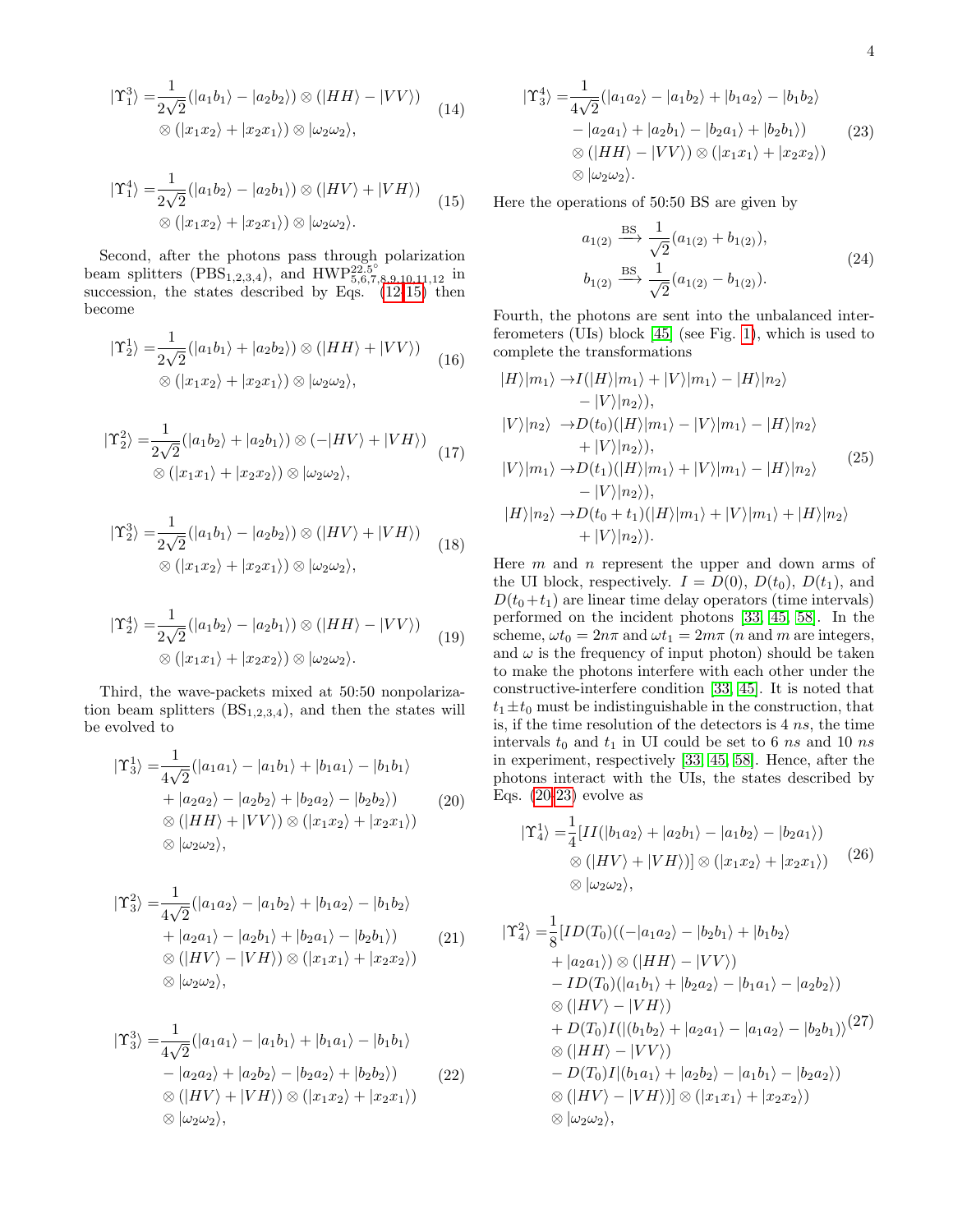$$
\begin{aligned}
|\Upsilon_1^3\rangle =&\frac{1}{2\sqrt{2}}(|a_1b_1\rangle-|a_2b_2\rangle)\otimes(|HH\rangle-|VV\rangle)\\
&\otimes(|x_1x_2\rangle+|x_2x_1\rangle)\otimes|\omega_2\omega_2\rangle,
\end{aligned}
\tag{14}
$$

$$
\begin{aligned}
|\Upsilon_1^4\rangle =&\frac{1}{2\sqrt{2}}(|a_1b_2\rangle-|a_2b_1\rangle)\otimes(|HV\rangle+|VH\rangle)\\
&\otimes(|x_1x_2\rangle+|x_2x_1\rangle)\otimes|\omega_2\omega_2\rangle.
\end{aligned}
\tag{15}
$$

Second, after the photons pass through polarization beam splitters ($\text{PBS}_{1,2,3,4}$), and $\text{HWP}^{22.5^\circ}_{5,6,7,8,9,10,11,12}$ in succession, the states described by Eqs. (12-15) then become

$$
\begin{aligned}
|\Upsilon_2^1\rangle =&\frac{1}{2\sqrt{2}}(|a_1b_1\rangle+|a_2b_2\rangle)\otimes(|HH\rangle+|VV\rangle)\\
&\otimes(|x_1x_2\rangle+|x_2x_1\rangle)\otimes|\omega_2\omega_2\rangle,
\end{aligned}
\tag{16}
$$

$$
\begin{aligned}
|\Upsilon_2^2\rangle =&\frac{1}{2\sqrt{2}}(|a_1b_2\rangle+|a_2b_1\rangle)\otimes(-|HV\rangle+|VH\rangle)\\
&\otimes(|x_1x_1\rangle+|x_2x_2\rangle)\otimes|\omega_2\omega_2\rangle,
\end{aligned}
\tag{17}
$$

$$
\begin{aligned}
|\Upsilon_2^3\rangle =&\frac{1}{2\sqrt{2}}(|a_1b_1\rangle-|a_2b_2\rangle)\otimes(|HV\rangle+|VH\rangle)\\
&\otimes(|x_1x_2\rangle+|x_2x_1\rangle)\otimes|\omega_2\omega_2\rangle,
\end{aligned}
\tag{18}
$$

$$
\begin{aligned}
|\Upsilon_2^4\rangle =&\frac{1}{2\sqrt{2}}(|a_1b_2\rangle-|a_2b_1\rangle)\otimes(|HH\rangle-|VV\rangle)\\
&\otimes(|x_1x_1\rangle+|x_2x_2\rangle)\otimes|\omega_2\omega_2\rangle.
\end{aligned}
\tag{19}
$$

Third, the wave-packets mixed at 50:50 nonpolarization beam splitters ($\text{BS}_{1,2,3,4}$), and then the states will be evolved to

$$
\begin{aligned}
|\Upsilon_3^1\rangle =&\frac{1}{4\sqrt{2}}(|a_1a_1\rangle-|a_1b_1\rangle+|b_1a_1\rangle-|b_1b_1\rangle\\
&+|a_2a_2\rangle-|a_2b_2\rangle+|b_2a_2\rangle-|b_2b_2\rangle)\\
&\otimes(|HH\rangle+|VV\rangle)\otimes(|x_1x_2\rangle+|x_2x_1\rangle)\\
&\otimes|\omega_2\omega_2\rangle,
\end{aligned}
\tag{20}
$$

$$
\begin{aligned}
|\Upsilon_3^2\rangle =&\frac{1}{4\sqrt{2}}(|a_1a_2\rangle-|a_1b_2\rangle+|b_1a_2\rangle-|b_1b_2\rangle\\
&+|a_2a_1\rangle-|a_2b_1\rangle+|b_2a_1\rangle-|b_2b_1\rangle)\\
&\otimes(|HV\rangle-|VH\rangle)\otimes(|x_1x_1\rangle+|x_2x_2\rangle)\\
&\otimes|\omega_2\omega_2\rangle,
\end{aligned}
\tag{21}
$$

$$
\begin{aligned}
|\Upsilon_3^3\rangle =&\frac{1}{4\sqrt{2}}(|a_1a_1\rangle-|a_1b_1\rangle+|b_1a_1\rangle-|b_1b_1\rangle\\
&-|a_2a_2\rangle+|a_2b_2\rangle-|b_2a_2\rangle+|b_2b_2\rangle)\\
&\otimes(|HV\rangle+|VH\rangle)\otimes(|x_1x_2\rangle+|x_2x_1\rangle)\\
&\otimes|\omega_2\omega_2\rangle,
\end{aligned}
\tag{22}
$$

$$
\begin{aligned}
|\Upsilon_3^4\rangle =&\frac{1}{4\sqrt{2}}(|a_1a_2\rangle-|a_1b_2\rangle+|b_1a_2\rangle-|b_1b_2\rangle\\
&-|a_2a_1\rangle+|a_2b_1\rangle-|b_2a_1\rangle+|b_2b_1\rangle)\\
&\otimes(|HH\rangle-|VV\rangle)\otimes(|x_1x_1\rangle+|x_2x_2\rangle)\\
&\otimes|\omega_2\omega_2\rangle.
\end{aligned}
\tag{23}
$$

Here the operations of 50:50 BS are given by

$$
\begin{aligned}
a_{1(2)} &\xrightarrow{\text{BS}} \frac{1}{\sqrt{2}}(a_{1(2)}+b_{1(2)}),\\
b_{1(2)} &\xrightarrow{\text{BS}} \frac{1}{\sqrt{2}}(a_{1(2)}-b_{1(2)}).
\end{aligned}
\tag{24}
$$

Fourth, the photons are sent into the unbalanced interferometers (UIs) block [45] (see Fig. 1), which is used to complete the transformations

$$
\begin{aligned}
|H\rangle|m_1\rangle \rightarrow& I(|H\rangle|m_1\rangle+|V\rangle|m_1\rangle-|H\rangle|n_2\rangle\\
&-|V\rangle|n_2\rangle),\\
|V\rangle|n_2\rangle \rightarrow& D(t_0)(|H\rangle|m_1\rangle-|V\rangle|m_1\rangle-|H\rangle|n_2\rangle\\
&+|V\rangle|n_2\rangle),\\
|V\rangle|m_1\rangle \rightarrow& D(t_1)(|H\rangle|m_1\rangle+|V\rangle|m_1\rangle-|H\rangle|n_2\rangle\\
&-|V\rangle|n_2\rangle),\\
|H\rangle|n_2\rangle \rightarrow& D(t_0+t_1)(|H\rangle|m_1\rangle+|V\rangle|m_1\rangle+|H\rangle|n_2\rangle\\
&+|V\rangle|n_2\rangle).
\end{aligned}
\tag{25}
$$

Here $m$ and $n$ represent the upper and down arms of the UI block, respectively. $I=D(0)$, $D(t_0)$, $D(t_1)$, and $D(t_0+t_1)$ are linear time delay operators (time intervals) performed on the incident photons [33, 45, 58]. In the scheme, $\omega t_0 = 2n\pi$ and $\omega t_1 = 2m\pi$ ($n$ and $m$ are integers, and $\omega$ is the frequency of input photon) should be taken under to make the photons interfere with each other under the constructive-interfere condition [33, 45]. It is noted that $t_1 \pm t_0$ must be indistinguishable in the construction, that is, if the time resolution of the detectors is 4 $ns$, the time intervals $t_0$ and $t_1$ in UI could be set to 6 $ns$ and 10 $ns$ in experiment, respectively [33, 45, 58]. Hence, after the photons interact with the UIs, the states described by Eqs. (20-23) evolve as

$$
\begin{aligned}
|\Upsilon_4^1\rangle =&\frac{1}{4}[II(|b_1a_2\rangle+|a_2b_1\rangle-|a_1b_2\rangle-|b_2a_1\rangle)\\
&\otimes(|HV\rangle+|VH\rangle)]\otimes(|x_1x_2\rangle+|x_2x_1\rangle)\\
&\otimes|\omega_2\omega_2\rangle,
\end{aligned}
\tag{26}
$$

$$
\begin{aligned}
|\Upsilon_4^2\rangle =&\frac{1}{8}[ID(T_0)((-|a_1a_2\rangle-|b_2b_1\rangle+|b_1b_2\rangle\\
&+|a_2a_1\rangle)\otimes(|HH\rangle-|VV\rangle)\\
&-ID(T_0)(|a_1b_1\rangle+|b_2a_2\rangle-|b_1a_1\rangle-|a_2b_2\rangle)\\
&\otimes(|HV\rangle-|VH\rangle)\\
&+D(T_0)I(|(b_1b_2\rangle+|a_2a_1\rangle-|a_1a_2\rangle-|b_2b_1\rangle)\\
&\otimes(|HH\rangle-|VV\rangle)\\
&-D(T_0)I|(b_1a_1\rangle+|a_2b_2\rangle-|a_1b_1\rangle-|b_2a_2\rangle)\\
&\otimes(|HV\rangle-|VH\rangle)]\otimes(|x_1x_1\rangle+|x_2x_2\rangle)\\
&\otimes|\omega_2\omega_2\rangle,
\end{aligned}
\tag{27}
$$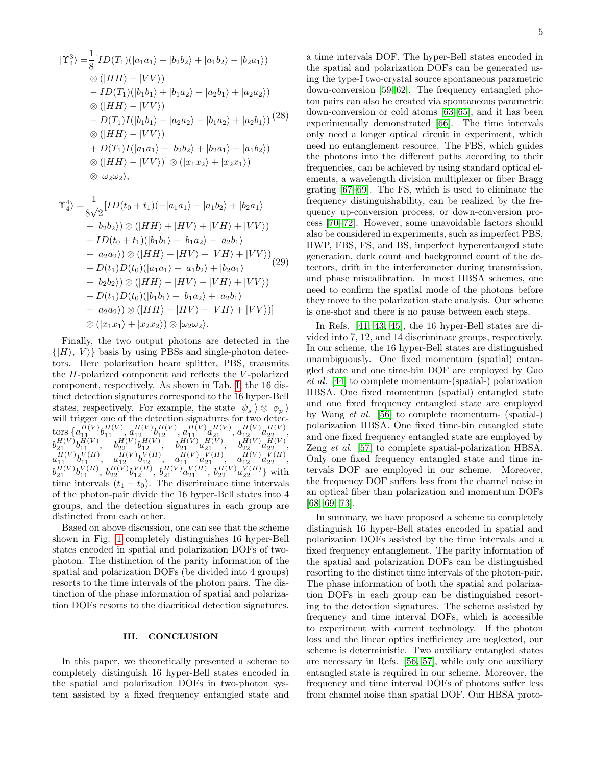$$
\begin{aligned}
|\Upsilon_4^3\rangle =&\frac{1}{8}[ID(T_1)(|a_1a_1\rangle - |b_2b_2\rangle + |a_1b_2\rangle - |b_2a_1\rangle)\\
&\otimes(|HH\rangle - |VV\rangle)\\
&- ID(T_1)(|b_1b_1\rangle + |b_1a_2\rangle - |a_2b_1\rangle + |a_2a_2\rangle)\\
&\otimes(|HH\rangle - |VV\rangle)\\
&- D(T_1)I(|b_1b_1\rangle - |a_2a_2\rangle - |b_1a_2\rangle + |a_2b_1\rangle)\\
&\otimes(|HH\rangle - |VV\rangle)\\
&+ D(T_1)I(|a_1a_1\rangle - |b_2b_2\rangle + |b_2a_1\rangle - |a_1b_2\rangle)\\
&\otimes(|HH\rangle - |VV\rangle)]\otimes(|x_1x_2\rangle + |x_2x_1\rangle)\\
&\otimes|\omega_2\omega_2\rangle,
\end{aligned}
\tag{28}
$$

$$
\begin{aligned}
|\Upsilon_4^4\rangle =&\frac{1}{8\sqrt{2}}[ID(t_0+t_1)(-|a_1a_1\rangle - |a_1b_2\rangle + |b_2a_1\rangle\\
&+ |b_2b_2\rangle)\otimes(|HH\rangle + |HV\rangle + |VH\rangle + |VV\rangle)\\
&+ ID(t_0+t_1)(|b_1b_1\rangle + |b_1a_2\rangle - |a_2b_1\rangle\\
&- |a_2a_2\rangle)\otimes(|HH\rangle + |HV\rangle + |VH\rangle + |VV\rangle)\\
&+ D(t_1)D(t_0)(|a_1a_1\rangle - |a_1b_2\rangle + |b_2a_1\rangle\\
&- |b_2b_2\rangle)\otimes(|HH\rangle - |HV\rangle - |VH\rangle + |VV\rangle)\\
&+ D(t_1)D(t_0)(|b_1b_1\rangle - |b_1a_2\rangle + |a_2b_1\rangle\\
&- |a_2a_2\rangle)\otimes(|HH\rangle - |HV\rangle - |VH\rangle + |VV\rangle)]\\
&\otimes(|x_1x_1\rangle + |x_2x_2\rangle)\otimes|\omega_2\omega_2\rangle.
\end{aligned}
\tag{29}
$$

Finally, the two output photons are detected in the $\{|H\rangle, |V\rangle\}$ basis by using PBSs and single-photon detectors. Here polarization beam splitter, PBS, transmits the $H$-polarized component and reflects the $V$-polarized component, respectively. As shown in Tab. I, the 16 distinct detection signatures correspond to the 16 hyper-Bell states, respectively. For example, the state $|\psi_s^+\rangle \otimes |\phi_p^-\rangle$ will trigger one of the detection signatures for two detectors $\{a_{11}^{H(V)}b_{11}^{H(V)}, a_{12}^{H(V)}b_{12}^{H(V)}, a_{11}^{H(V)}a_{21}^{H(V)}, a_{12}^{H(V)}a_{22}^{H(V)}, b_{21}^{H(V)}b_{11}^{H(V)}, b_{22}^{H(V)}b_{12}^{H(V)}, b_{21}^{H(V)}a_{21}^{H(V)}, b_{22}^{H(V)}a_{22}^{H(V)}, a_{11}^{H(V)}b_{11}^{V(H)}, a_{12}^{H(V)}b_{12}^{V(H)}, a_{11}^{H(V)}a_{21}^{V(H)}, a_{12}^{H(V)}a_{22}^{V(H)}, b_{21}^{H(V)}b_{11}^{V(H)}, b_{22}^{H(V)}b_{12}^{V(H)}, b_{21}^{H(V)}a_{21}^{V(H)}, b_{22}^{H(V)}a_{22}^{V(H)}\}$ with time intervals $(t_1 \pm t_0)$. The discriminate time intervals of the photon-pair divide the 16 hyper-Bell states into 4 groups, and the detection signatures in each group are distincted from each other.

Based on above discussion, one can see that the scheme shown in Fig. 1 completely distinguishes 16 hyper-Bell states encoded in spatial and polarization DOFs of two-photon. The distinction of the parity information of the spatial and polarization DOFs (be divided into 4 groups) resorts to the time intervals of the photon pairs. The distinction of the phase information of spatial and polarization DOFs resorts to the diacritical detection signatures.

## III. CONCLUSION

In this paper, we theoretically presented a scheme to completely distinguish 16 hyper-Bell states encoded in the spatial and polarization DOFs in two-photon system assisted by a fixed frequency entangled state and a time intervals DOF. The hyper-Bell states encoded in the spatial and polarization DOFs can be generated using the type-I two-crystal source spontaneous parametric down-conversion [59–62]. The frequency entangled photon pairs can also be created via spontaneous parametric down-conversion or cold atoms [63–65], and it has been experimentally demonstrated [66]. The time intervals only need a longer optical circuit in experiment, which need no entanglement resource. The FBS, which guides the photons into the different paths according to their frequencies, can be achieved by using standard optical elements, a wavelength division multiplexer or fiber Bragg grating [67–69]. The FS, which is used to eliminate the frequency distinguishability, can be realized by the frequency up-conversion process, or down-conversion process [70–72]. However, some unavoidable factors should also be considered in experiments, such as imperfect PBS, HWP, FBS, FS, and BS, imperfect hyperentanged state generation, dark count and background count of the detectors, drift in the interferometer during transmission, and phase miscalibration. In most HBSA schemes, one need to confirm the spatial mode of the photons before they move to the polarization state analysis. Our scheme is one-shot and there is no pause between each steps.

In Refs. [41, 43, 45], the 16 hyper-Bell states are divided into 7, 12, and 14 discriminate groups, respectively. In our scheme, the 16 hyper-Bell states are distinguished unambiguously. One fixed momentum (spatial) entangled state and one time-bin DOF are employed by Gao *et al.* [44] to complete momentum-(spatial-) polarization HBSA. One fixed momentum (spatial) entangled state and one fixed frequency entangled state are employed by Wang *et al.* [56] to complete momentum- (spatial-) polarization HBSA. One fixed time-bin entangled state and one fixed frequency entangled state are employed by Zeng *et al.* [57] to complete spatial-polarization HBSA. Only one fixed frequency entangled state and time intervals DOF are employed in our scheme. Moreover, the frequency DOF suffers less from the channel noise in an optical fiber than polarization and momentum DOFs [68, 69, 73].

In summary, we have proposed a scheme to completely distinguish 16 hyper-Bell states encoded in spatial and polarization DOFs assisted by the time intervals and a fixed frequency entanglement. The parity information of the spatial and polarization DOFs can be distinguished resorting to the distinct time intervals of the photon-pair. The phase information of both the spatial and polarization DOFs in each group can be distinguished resorting to the detection signatures. The scheme assisted by frequency and time interval DOFs, which is accessible to experiment with current technology. If the photon loss and the linear optics inefficiency are neglected, our scheme is deterministic. Two auxiliary entangled states are necessary in Refs. [56, 57], while only one auxiliary entangled state is required in our scheme. Moreover, the frequency and time interval DOFs of photons suffer less from channel noise than spatial DOF. Our HBSA proto-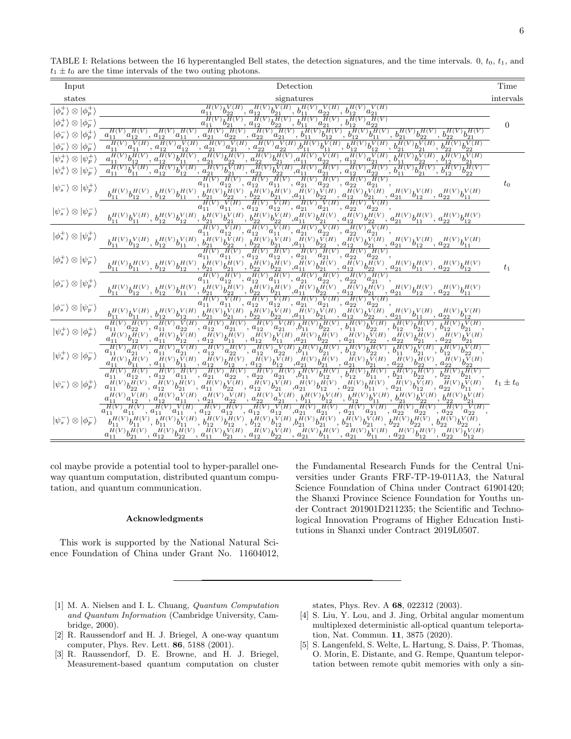TABLE I: Relations between the 16 hyperentangled Bell states, the detection signatures, and the time intervals. 0, $t_0$, $t_1$, and $t_1 \pm t_0$ are the time intervals of the two outing photons.

| Input states | Detection signatures | Time intervals |
|---|---|---|
| $\vert\phi_s^+\rangle \otimes \vert\phi_p^+\rangle$ | $a_{11}^{H(V)}b_{22}^{V(H)}$, $a_{12}^{H(V)}b_{21}^{V(H)}$, $b_{11}^{H(V)}a_{22}^{V(H)}$, $b_{12}^{H(V)}a_{21}^{V(H)}$ | 0 |
| $\vert\phi_s^+\rangle \otimes \vert\phi_p^-\rangle$ | $a_{11}^{H(V)}b_{21}^{H(V)}$, $a_{12}^{H(V)}b_{22}^{H(V)}$, $b_{11}^{H(V)}a_{21}^{H(V)}$, $b_{12}^{H(V)}a_{22}^{H(V)}$ | 0 |
| $\vert\phi_s^-\rangle \otimes \vert\phi_p^+\rangle$ | $a_{11}^{H(V)}a_{12}^{H(V)}$, $a_{12}^{H(V)}a_{11}^{H(V)}$, $a_{21}^{H(V)}a_{22}^{H(V)}$, $a_{22}^{H(V)}a_{21}^{H(V)}$, $b_{11}^{H(V)}b_{12}^{H(V)}$, $b_{12}^{H(V)}b_{11}^{H(V)}$, $b_{21}^{H(V)}b_{22}^{H(V)}$, $b_{22}^{H(V)}b_{21}^{H(V)}$ | 0 |
| $\vert\phi_s^-\rangle \otimes \vert\phi_p^-\rangle$ | $a_{11}^{H(V)}a_{11}^{V(H)}$, $a_{12}^{H(V)}a_{12}^{V(H)}$, $a_{21}^{H(V)}a_{21}^{V(H)}$, $a_{22}^{H(V)}a_{22}^{V(H)}$, $b_{11}^{H(V)}b_{11}^{V(H)}$, $b_{12}^{H(V)}b_{12}^{V(H)}$, $b_{21}^{H(V)}b_{21}^{V(H)}$, $b_{22}^{H(V)}b_{22}^{V(H)}$ | 0 |
| $\vert\psi_s^+\rangle \otimes \vert\psi_p^+\rangle$ | $a_{11}^{H(V)}b_{12}^{H(V)}$, $a_{12}^{H(V)}b_{11}^{H(V)}$, $a_{21}^{H(V)}b_{22}^{H(V)}$, $a_{22}^{H(V)}b_{21}^{H(V)}$, $a_{11}^{H(V)}a_{22}^{V(H)}$, $a_{12}^{H(V)}a_{21}^{V(H)}$, $b_{11}^{H(V)}b_{22}^{V(H)}$, $b_{12}^{H(V)}b_{21}^{V(H)}$ | $t_0$ |
| $\vert\psi_s^+\rangle \otimes \vert\psi_p^-\rangle$ | $a_{11}^{H(V)}b_{11}^{V(H)}$, $a_{12}^{H(V)}b_{12}^{V(H)}$, $a_{21}^{H(V)}b_{21}^{V(H)}$, $a_{22}^{H(V)}b_{22}^{V(H)}$, $a_{11}^{H(V)}a_{21}^{H(V)}$, $a_{12}^{H(V)}a_{22}^{H(V)}$, $b_{11}^{H(V)}b_{21}^{H(V)}$, $b_{12}^{H(V)}b_{22}^{H(V)}$ | $t_0$ |
| $\vert\psi_s^-\rangle \otimes \vert\psi_p^+\rangle$ | $a_{11}^{H(V)}a_{12}^{H(V)}$, $a_{12}^{H(V)}a_{11}^{H(V)}$, $a_{21}^{H(V)}a_{22}^{H(V)}$, $a_{22}^{H(V)}a_{21}^{H(V)}$, $b_{11}^{H(V)}b_{12}^{H(V)}$, $b_{12}^{H(V)}b_{11}^{H(V)}$, $b_{21}^{H(V)}b_{22}^{H(V)}$, $b_{22}^{H(V)}b_{21}^{H(V)}$, $a_{11}^{H(V)}b_{22}^{V(H)}$, $a_{12}^{H(V)}b_{21}^{V(H)}$, $a_{21}^{H(V)}b_{12}^{V(H)}$, $a_{22}^{H(V)}b_{11}^{V(H)}$ | $t_0$ |
| $\vert\psi_s^-\rangle \otimes \vert\psi_p^-\rangle$ | $a_{11}^{H(V)}a_{11}^{V(H)}$, $a_{12}^{H(V)}a_{12}^{V(H)}$, $a_{21}^{H(V)}a_{21}^{V(H)}$, $a_{22}^{H(V)}a_{22}^{V(H)}$, $b_{11}^{H(V)}b_{11}^{V(H)}$, $b_{12}^{H(V)}b_{12}^{V(H)}$, $b_{21}^{H(V)}b_{21}^{V(H)}$, $b_{22}^{H(V)}b_{22}^{V(H)}$, $a_{11}^{H(V)}b_{21}^{H(V)}$, $a_{12}^{H(V)}b_{22}^{H(V)}$, $a_{21}^{H(V)}b_{11}^{H(V)}$, $a_{22}^{H(V)}b_{12}^{H(V)}$ | $t_0$ |
| $\vert\phi_s^+\rangle \otimes \vert\psi_p^+\rangle$ | $a_{11}^{H(V)}a_{12}^{V(H)}$, $a_{12}^{H(V)}a_{11}^{V(H)}$, $a_{21}^{H(V)}a_{22}^{V(H)}$, $a_{22}^{H(V)}a_{21}^{V(H)}$, $b_{11}^{H(V)}b_{12}^{V(H)}$, $b_{12}^{H(V)}b_{11}^{V(H)}$, $b_{21}^{H(V)}b_{22}^{V(H)}$, $b_{22}^{H(V)}b_{21}^{V(H)}$, $a_{11}^{H(V)}b_{22}^{V(H)}$, $a_{12}^{H(V)}b_{21}^{V(H)}$, $a_{21}^{H(V)}b_{12}^{V(H)}$, $a_{22}^{H(V)}b_{11}^{V(H)}$ | $t_1$ |
| $\vert\phi_s^+\rangle \otimes \vert\psi_p^-\rangle$ | $a_{11}^{H(V)}a_{11}^{H(V)}$, $a_{12}^{H(V)}a_{12}^{H(V)}$, $a_{21}^{H(V)}a_{21}^{H(V)}$, $a_{22}^{H(V)}a_{22}^{H(V)}$, $b_{11}^{H(V)}b_{11}^{H(V)}$, $b_{12}^{H(V)}b_{12}^{H(V)}$, $b_{21}^{H(V)}b_{21}^{H(V)}$, $b_{22}^{H(V)}b_{22}^{H(V)}$, $a_{11}^{H(V)}b_{21}^{H(V)}$, $a_{12}^{H(V)}b_{22}^{H(V)}$, $a_{21}^{H(V)}b_{11}^{H(V)}$, $a_{22}^{H(V)}b_{12}^{H(V)}$ | $t_1$ |
| $\vert\phi_s^-\rangle \otimes \vert\psi_p^+\rangle$ | $a_{11}^{H(V)}a_{12}^{H(V)}$, $a_{12}^{H(V)}a_{11}^{H(V)}$, $a_{21}^{H(V)}a_{22}^{H(V)}$, $a_{22}^{H(V)}a_{21}^{H(V)}$, $b_{11}^{H(V)}b_{12}^{H(V)}$, $b_{12}^{H(V)}b_{11}^{H(V)}$, $b_{21}^{H(V)}b_{22}^{H(V)}$, $b_{22}^{H(V)}b_{21}^{H(V)}$, $a_{11}^{H(V)}b_{22}^{H(V)}$, $a_{12}^{H(V)}b_{21}^{H(V)}$, $a_{21}^{H(V)}b_{12}^{H(V)}$, $a_{22}^{H(V)}b_{11}^{H(V)}$ | $t_1$ |
| $\vert\phi_s^-\rangle \otimes \vert\psi_p^-\rangle$ | $a_{11}^{H(V)}a_{11}^{V(H)}$, $a_{12}^{H(V)}a_{12}^{V(H)}$, $a_{21}^{H(V)}a_{21}^{V(H)}$, $a_{22}^{H(V)}a_{22}^{V(H)}$, $b_{11}^{H(V)}b_{11}^{V(H)}$, $b_{12}^{H(V)}b_{12}^{V(H)}$, $b_{21}^{H(V)}b_{21}^{V(H)}$, $b_{22}^{H(V)}b_{22}^{V(H)}$, $a_{11}^{H(V)}b_{21}^{V(H)}$, $a_{12}^{H(V)}b_{22}^{V(H)}$, $a_{21}^{H(V)}b_{11}^{V(H)}$, $a_{22}^{H(V)}b_{12}^{V(H)}$ | $t_1$ |
| $\vert\psi_s^+\rangle \otimes \vert\phi_p^+\rangle$ | $a_{11}^{H(V)}a_{22}^{H(V)}$, $a_{11}^{H(V)}a_{22}^{V(H)}$, $a_{12}^{H(V)}a_{21}^{H(V)}$, $a_{12}^{H(V)}a_{21}^{V(H)}$, $b_{11}^{H(V)}b_{22}^{H(V)}$, $b_{11}^{H(V)}b_{22}^{V(H)}$, $b_{12}^{H(V)}b_{21}^{H(V)}$, $b_{12}^{H(V)}b_{21}^{V(H)}$, $a_{11}^{H(V)}b_{12}^{H(V)}$, $a_{11}^{H(V)}b_{12}^{V(H)}$, $a_{12}^{H(V)}b_{11}^{H(V)}$, $a_{12}^{H(V)}b_{11}^{V(H)}$, $a_{21}^{H(V)}b_{22}^{H(V)}$, $a_{21}^{H(V)}b_{22}^{V(H)}$, $a_{22}^{H(V)}b_{21}^{H(V)}$, $a_{22}^{H(V)}b_{21}^{V(H)}$ | $t_1 \pm t_0$ |
| $\vert\psi_s^+\rangle \otimes \vert\phi_p^-\rangle$ | $a_{11}^{H(V)}a_{21}^{H(V)}$, $a_{11}^{H(V)}a_{21}^{V(H)}$, $a_{12}^{H(V)}a_{22}^{H(V)}$, $a_{12}^{H(V)}a_{22}^{V(H)}$, $b_{11}^{H(V)}b_{21}^{H(V)}$, $b_{12}^{H(V)}b_{22}^{H(V)}$, $b_{11}^{H(V)}b_{21}^{V(H)}$, $b_{12}^{H(V)}b_{22}^{V(H)}$, $a_{11}^{H(V)}b_{11}^{H(V)}$, $a_{11}^{H(V)}b_{11}^{V(H)}$, $a_{12}^{H(V)}b_{12}^{H(V)}$, $a_{12}^{H(V)}b_{12}^{V(H)}$, $a_{21}^{H(V)}b_{21}^{H(V)}$, $a_{21}^{H(V)}b_{21}^{V(H)}$, $a_{22}^{H(V)}b_{22}^{H(V)}$, $a_{22}^{H(V)}b_{22}^{V(H)}$ | $t_1 \pm t_0$ |
| $\vert\psi_s^-\rangle \otimes \vert\phi_p^+\rangle$ | $a_{11}^{H(V)}a_{12}^{H(V)}$, $a_{12}^{H(V)}a_{11}^{H(V)}$, $a_{21}^{H(V)}a_{22}^{H(V)}$, $a_{22}^{H(V)}a_{21}^{H(V)}$, $b_{11}^{H(V)}b_{12}^{H(V)}$, $b_{12}^{H(V)}b_{11}^{H(V)}$, $b_{21}^{H(V)}b_{22}^{H(V)}$, $b_{22}^{H(V)}b_{21}^{H(V)}$, $a_{11}^{H(V)}b_{22}^{H(V)}$, $a_{12}^{H(V)}b_{21}^{H(V)}$, $a_{11}^{H(V)}b_{22}^{V(H)}$, $a_{12}^{H(V)}b_{21}^{V(H)}$, $a_{21}^{H(V)}b_{12}^{H(V)}$, $a_{22}^{H(V)}b_{11}^{H(V)}$, $a_{21}^{H(V)}b_{12}^{V(H)}$, $a_{22}^{H(V)}b_{11}^{V(H)}$, $a_{11}^{H(V)}a_{12}^{V(H)}$, $a_{12}^{H(V)}a_{11}^{V(H)}$, $a_{21}^{H(V)}a_{22}^{V(H)}$, $a_{22}^{H(V)}a_{21}^{V(H)}$, $b_{11}^{H(V)}b_{12}^{V(H)}$, $b_{12}^{H(V)}b_{11}^{V(H)}$, $b_{21}^{H(V)}b_{22}^{V(H)}$, $b_{22}^{H(V)}b_{21}^{V(H)}$ | $t_1 \pm t_0$ |
| $\vert\psi_s^-\rangle \otimes \vert\phi_p^-\rangle$ | $a_{11}^{H(V)}a_{11}^{H(V)}$, $a_{11}^{H(V)}a_{11}^{V(H)}$, $a_{12}^{H(V)}a_{12}^{H(V)}$, $a_{12}^{H(V)}a_{12}^{V(H)}$, $a_{21}^{H(V)}a_{21}^{H(V)}$, $a_{21}^{H(V)}a_{21}^{V(H)}$, $a_{22}^{H(V)}a_{22}^{H(V)}$, $a_{22}^{H(V)}a_{22}^{V(H)}$, $b_{11}^{H(V)}b_{11}^{H(V)}$, $b_{11}^{H(V)}b_{11}^{V(H)}$, $b_{12}^{H(V)}b_{12}^{H(V)}$, $b_{12}^{H(V)}b_{12}^{V(H)}$, $b_{21}^{H(V)}b_{21}^{H(V)}$, $b_{21}^{H(V)}b_{21}^{V(H)}$, $b_{22}^{H(V)}b_{22}^{H(V)}$, $b_{22}^{H(V)}b_{22}^{V(H)}$, $a_{11}^{H(V)}b_{21}^{H(V)}$, $a_{12}^{H(V)}b_{22}^{H(V)}$, $a_{11}^{H(V)}b_{21}^{V(H)}$, $a_{12}^{H(V)}b_{22}^{V(H)}$, $a_{21}^{H(V)}b_{11}^{H(V)}$, $a_{21}^{H(V)}b_{11}^{V(H)}$, $a_{22}^{H(V)}b_{12}^{H(V)}$, $a_{22}^{H(V)}b_{12}^{V(H)}$ | $t_1 \pm t_0$ |

col maybe provide a potential tool to hyper-parallel one-way quantum computation, distributed quantum computation, and quantum communication.

#### Acknowledgments

This work is supported by the National Natural Science Foundation of China under Grant No. 11604012, the Fundamental Research Funds for the Central Universities under Grants FRF-TP-19-011A3, the Natural Science Foundation of China under Contract 61901420; the Shanxi Province Science Foundation for Youths under Contract 201901D211235; the Scientific and Technological Innovation Programs of Higher Education Institutions in Shanxi under Contract 2019L0507.

---

[1] M. A. Nielsen and I. L. Chuang, *Quantum Computation and Quantum Information* (Cambridge University, Cambridge, 2000).

[2] R. Raussendorf and H. J. Briegel, A one-way quantum computer, Phys. Rev. Lett. **86**, 5188 (2001).

[3] R. Raussendorf, D. E. Browne, and H. J. Briegel, Measurement-based quantum computation on cluster states, Phys. Rev. A **68**, 022312 (2003).

[4] S. Liu, Y. Lou, and J. Jing, Orbital angular momentum multiplexed deterministic all-optical quantum teleportation, Nat. Commun. **11**, 3875 (2020).

[5] S. Langenfeld, S. Welte, L. Hartung, S. Daiss, P. Thomas, O. Morin, E. Distante, and G. Rempe, Quantum teleportation between remote qubit memories with only a sin-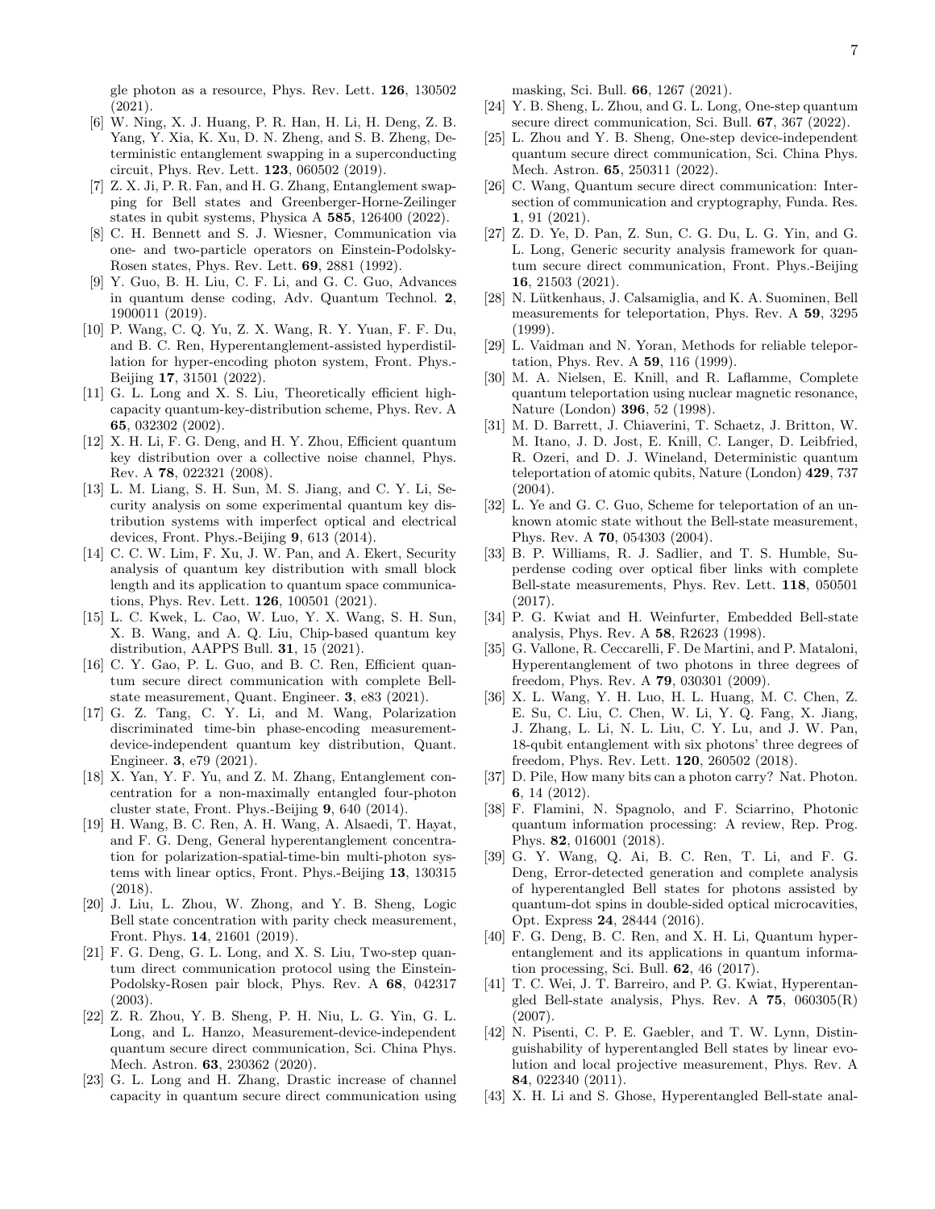gle photon as a resource, Phys. Rev. Lett. **126**, 130502 (2021).

[6] W. Ning, X. J. Huang, P. R. Han, H. Li, H. Deng, Z. B. Yang, Y. Xia, K. Xu, D. N. Zheng, and S. B. Zheng, Deterministic entanglement swapping in a superconducting circuit, Phys. Rev. Lett. **123**, 060502 (2019).

[7] Z. X. Ji, P. R. Fan, and H. G. Zhang, Entanglement swapping for Bell states and Greenberger-Horne-Zeilinger states in qubit systems, Physica A **585**, 126400 (2022).

[8] C. H. Bennett and S. J. Wiesner, Communication via one- and two-particle operators on Einstein-Podolsky-Rosen states, Phys. Rev. Lett. **69**, 2881 (1992).

[9] Y. Guo, B. H. Liu, C. F. Li, and G. C. Guo, Advances in quantum dense coding, Adv. Quantum Technol. **2**, 1900011 (2019).

[10] P. Wang, C. Q. Yu, Z. X. Wang, R. Y. Yuan, F. F. Du, and B. C. Ren, Hyperentanglement-assisted hyperdistillation for hyper-encoding photon system, Front. Phys.-Beijing **17**, 31501 (2022).

[11] G. L. Long and X. S. Liu, Theoretically efficient high-capacity quantum-key-distribution scheme, Phys. Rev. A **65**, 032302 (2002).

[12] X. H. Li, F. G. Deng, and H. Y. Zhou, Efficient quantum key distribution over a collective noise channel, Phys. Rev. A **78**, 022321 (2008).

[13] L. M. Liang, S. H. Sun, M. S. Jiang, and C. Y. Li, Security analysis on some experimental quantum key distribution systems with imperfect optical and electrical devices, Front. Phys.-Beijing **9**, 613 (2014).

[14] C. C. W. Lim, F. Xu, J. W. Pan, and A. Ekert, Security analysis of quantum key distribution with small block length and its application to quantum space communications, Phys. Rev. Lett. **126**, 100501 (2021).

[15] L. C. Kwek, L. Cao, W. Luo, Y. X. Wang, S. H. Sun, X. B. Wang, and A. Q. Liu, Chip-based quantum key distribution, AAPPS Bull. **31**, 15 (2021).

[16] C. Y. Gao, P. L. Guo, and B. C. Ren, Efficient quantum secure direct communication with complete Bell-state measurement, Quant. Engineer. **3**, e83 (2021).

[17] G. Z. Tang, C. Y. Li, and M. Wang, Polarization discriminated time-bin phase-encoding measurement-device-independent quantum key distribution, Quant. Engineer. **3**, e79 (2021).

[18] X. Yan, Y. F. Yu, and Z. M. Zhang, Entanglement concentration for a non-maximally entangled four-photon cluster state, Front. Phys.-Beijing **9**, 640 (2014).

[19] H. Wang, B. C. Ren, A. H. Wang, A. Alsaedi, T. Hayat, and F. G. Deng, General hyperentanglement concentration for polarization-spatial-time-bin multi-photon systems with linear optics, Front. Phys.-Beijing **13**, 130315 (2018).

[20] J. Liu, L. Zhou, W. Zhong, and Y. B. Sheng, Logic Bell state concentration with parity check measurement, Front. Phys. **14**, 21601 (2019).

[21] F. G. Deng, G. L. Long, and X. S. Liu, Two-step quantum direct communication protocol using the Einstein-Podolsky-Rosen pair block, Phys. Rev. A **68**, 042317 (2003).

[22] Z. R. Zhou, Y. B. Sheng, P. H. Niu, L. G. Yin, G. L. Long, and L. Hanzo, Measurement-device-independent quantum secure direct communication, Sci. China Phys. Mech. Astron. **63**, 230362 (2020).

[23] G. L. Long and H. Zhang, Drastic increase of channel capacity in quantum secure direct communication using masking, Sci. Bull. **66**, 1267 (2021).

[24] Y. B. Sheng, L. Zhou, and G. L. Long, One-step quantum secure direct communication, Sci. Bull. **67**, 367 (2022).

[25] L. Zhou and Y. B. Sheng, One-step device-independent quantum secure direct communication, Sci. China Phys. Mech. Astron. **65**, 250311 (2022).

[26] C. Wang, Quantum secure direct communication: Intersection of communication and cryptography, Funda. Res. **1**, 91 (2021).

[27] Z. D. Ye, D. Pan, Z. Sun, C. G. Du, L. G. Yin, and G. L. Long, Generic security analysis framework for quantum secure direct communication, Front. Phys.-Beijing **16**, 21503 (2021).

[28] N. Lütkenhaus, J. Calsamiglia, and K. A. Suominen, Bell measurements for teleportation, Phys. Rev. A **59**, 3295 (1999).

[29] L. Vaidman and N. Yoran, Methods for reliable teleportation, Phys. Rev. A **59**, 116 (1999).

[30] M. A. Nielsen, E. Knill, and R. Laflamme, Complete quantum teleportation using nuclear magnetic resonance, Nature (London) **396**, 52 (1998).

[31] M. D. Barrett, J. Chiaverini, T. Schaetz, J. Britton, W. M. Itano, J. D. Jost, E. Knill, C. Langer, D. Leibfried, R. Ozeri, and D. J. Wineland, Deterministic quantum teleportation of atomic qubits, Nature (London) **429**, 737 (2004).

[32] L. Ye and G. C. Guo, Scheme for teleportation of an unknown atomic state without the Bell-state measurement, Phys. Rev. A **70**, 054303 (2004).

[33] B. P. Williams, R. J. Sadlier, and T. S. Humble, Superdense coding over optical fiber links with complete Bell-state measurements, Phys. Rev. Lett. **118**, 050501 (2017).

[34] P. G. Kwiat and H. Weinfurter, Embedded Bell-state analysis, Phys. Rev. A **58**, R2623 (1998).

[35] G. Vallone, R. Ceccarelli, F. De Martini, and P. Mataloni, Hyperentanglement of two photons in three degrees of freedom, Phys. Rev. A **79**, 030301 (2009).

[36] X. L. Wang, Y. H. Luo, H. L. Huang, M. C. Chen, Z. E. Su, C. Liu, C. Chen, W. Li, Y. Q. Fang, X. Jiang, J. Zhang, L. Li, N. L. Liu, C. Y. Lu, and J. W. Pan, 18-qubit entanglement with six photons' three degrees of freedom, Phys. Rev. Lett. **120**, 260502 (2018).

[37] D. Pile, How many bits can a photon carry? Nat. Photon. **6**, 14 (2012).

[38] F. Flamini, N. Spagnolo, and F. Sciarrino, Photonic quantum information processing: A review, Rep. Prog. Phys. **82**, 016001 (2018).

[39] G. Y. Wang, Q. Ai, B. C. Ren, T. Li, and F. G. Deng, Error-detected generation and complete analysis of hyperentangled Bell states for photons assisted by quantum-dot spins in double-sided optical microcavities, Opt. Express **24**, 28444 (2016).

[40] F. G. Deng, B. C. Ren, and X. H. Li, Quantum hyperentanglement and its applications in quantum information processing, Sci. Bull. **62**, 46 (2017).

[41] T. C. Wei, J. T. Barreiro, and P. G. Kwiat, Hyperentangled Bell-state analysis, Phys. Rev. A **75**, 060305(R) (2007).

[42] N. Pisenti, C. P. E. Gaebler, and T. W. Lynn, Distinguishability of hyperentangled Bell states by linear evolution and local projective measurement, Phys. Rev. A **84**, 022340 (2011).

[43] X. H. Li and S. Ghose, Hyperentangled Bell-state anal-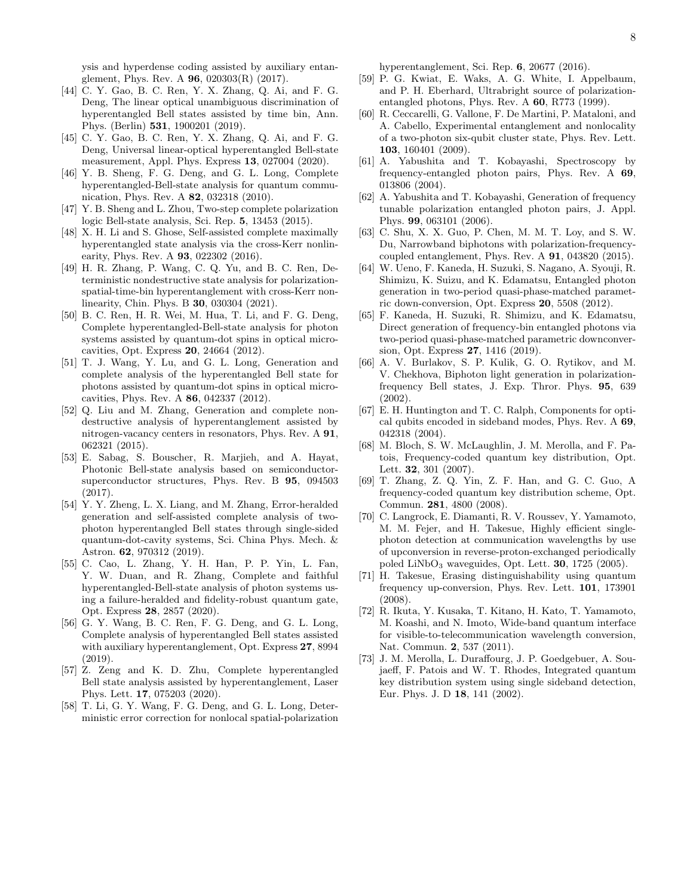ysis and hyperdense coding assisted by auxiliary entanglement, Phys. Rev. A **96**, 020303(R) (2017).

[44] C. Y. Gao, B. C. Ren, Y. X. Zhang, Q. Ai, and F. G. Deng, The linear optical unambiguous discrimination of hyperentangled Bell states assisted by time bin, Ann. Phys. (Berlin) **531**, 1900201 (2019).

[45] C. Y. Gao, B. C. Ren, Y. X. Zhang, Q. Ai, and F. G. Deng, Universal linear-optical hyperentangled Bell-state measurement, Appl. Phys. Express **13**, 027004 (2020).

[46] Y. B. Sheng, F. G. Deng, and G. L. Long, Complete hyperentangled-Bell-state analysis for quantum communication, Phys. Rev. A **82**, 032318 (2010).

[47] Y. B. Sheng and L. Zhou, Two-step complete polarization logic Bell-state analysis, Sci. Rep. **5**, 13453 (2015).

[48] X. H. Li and S. Ghose, Self-assisted complete maximally hyperentangled state analysis via the cross-Kerr nonlinearity, Phys. Rev. A **93**, 022302 (2016).

[49] H. R. Zhang, P. Wang, C. Q. Yu, and B. C. Ren, Deterministic nondestructive state analysis for polarization-spatial-time-bin hyperentanglement with cross-Kerr nonlinearity, Chin. Phys. B **30**, 030304 (2021).

[50] B. C. Ren, H. R. Wei, M. Hua, T. Li, and F. G. Deng, Complete hyperentangled-Bell-state analysis for photon systems assisted by quantum-dot spins in optical microcavities, Opt. Express **20**, 24664 (2012).

[51] T. J. Wang, Y. Lu, and G. L. Long, Generation and complete analysis of the hyperentangled Bell state for photons assisted by quantum-dot spins in optical microcavities, Phys. Rev. A **86**, 042337 (2012).

[52] Q. Liu and M. Zhang, Generation and complete nondestructive analysis of hyperentanglement assisted by nitrogen-vacancy centers in resonators, Phys. Rev. A **91**, 062321 (2015).

[53] E. Sabag, S. Bouscher, R. Marjieh, and A. Hayat, Photonic Bell-state analysis based on semiconductor-superconductor structures, Phys. Rev. B **95**, 094503 (2017).

[54] Y. Y. Zheng, L. X. Liang, and M. Zhang, Error-heralded generation and self-assisted complete analysis of two-photon hyperentangled Bell states through single-sided quantum-dot-cavity systems, Sci. China Phys. Mech. & Astron. **62**, 970312 (2019).

[55] C. Cao, L. Zhang, Y. H. Han, P. P. Yin, L. Fan, Y. W. Duan, and R. Zhang, Complete and faithful hyperentangled-Bell-state analysis of photon systems using a failure-heralded and fidelity-robust quantum gate, Opt. Express **28**, 2857 (2020).

[56] G. Y. Wang, B. C. Ren, F. G. Deng, and G. L. Long, Complete analysis of hyperentangled Bell states assisted with auxiliary hyperentanglement, Opt. Express **27**, 8994 (2019).

[57] Z. Zeng and K. D. Zhu, Complete hyperentangled Bell state analysis assisted by hyperentanglement, Laser Phys. Lett. **17**, 075203 (2020).

[58] T. Li, G. Y. Wang, F. G. Deng, and G. L. Long, Deterministic error correction for nonlocal spatial-polarization hyperentanglement, Sci. Rep. **6**, 20677 (2016).

[59] P. G. Kwiat, E. Waks, A. G. White, I. Appelbaum, and P. H. Eberhard, Ultrabright source of polarization-entangled photons, Phys. Rev. A **60**, R773 (1999).

[60] R. Ceccarelli, G. Vallone, F. De Martini, P. Mataloni, and A. Cabello, Experimental entanglement and nonlocality of a two-photon six-qubit cluster state, Phys. Rev. Lett. **103**, 160401 (2009).

[61] A. Yabushita and T. Kobayashi, Spectroscopy by frequency-entangled photon pairs, Phys. Rev. A **69**, 013806 (2004).

[62] A. Yabushita and T. Kobayashi, Generation of frequency tunable polarization entangled photon pairs, J. Appl. Phys. **99**, 063101 (2006).

[63] C. Shu, X. X. Guo, P. Chen, M. M. T. Loy, and S. W. Du, Narrowband biphotons with polarization-frequency-coupled entanglement, Phys. Rev. A **91**, 043820 (2015).

[64] W. Ueno, F. Kaneda, H. Suzuki, S. Nagano, A. Syouji, R. Shimizu, K. Suizu, and K. Edamatsu, Entangled photon generation in two-period quasi-phase-matched parametric down-conversion, Opt. Express **20**, 5508 (2012).

[65] F. Kaneda, H. Suzuki, R. Shimizu, and K. Edamatsu, Direct generation of frequency-bin entangled photons via two-period quasi-phase-matched parametric downconversion, Opt. Express **27**, 1416 (2019).

[66] A. V. Burlakov, S. P. Kulik, G. O. Rytikov, and M. V. Chekhova, Biphoton light generation in polarization-frequency Bell states, J. Exp. Thror. Phys. **95**, 639 (2002).

[67] E. H. Huntington and T. C. Ralph, Components for optical qubits encoded in sideband modes, Phys. Rev. A **69**, 042318 (2004).

[68] M. Bloch, S. W. McLaughlin, J. M. Merolla, and F. Patois, Frequency-coded quantum key distribution, Opt. Lett. **32**, 301 (2007).

[69] T. Zhang, Z. Q. Yin, Z. F. Han, and G. C. Guo, A frequency-coded quantum key distribution scheme, Opt. Commun. **281**, 4800 (2008).

[70] C. Langrock, E. Diamanti, R. V. Roussev, Y. Yamamoto, M. M. Fejer, and H. Takesue, Highly efficient single-photon detection at communication wavelengths by use of upconversion in reverse-proton-exchanged periodically poled $LiNbO_3$ waveguides, Opt. Lett. **30**, 1725 (2005).

[71] H. Takesue, Erasing distinguishability using quantum frequency up-conversion, Phys. Rev. Lett. **101**, 173901 (2008).

[72] R. Ikuta, Y. Kusaka, T. Kitano, H. Kato, T. Yamamoto, M. Koashi, and N. Imoto, Wide-band quantum interface for visible-to-telecommunication wavelength conversion, Nat. Commun. **2**, 537 (2011).

[73] J. M. Merolla, L. Duraffourg, J. P. Goedgebuer, A. Soujaeff, F. Patois and W. T. Rhodes, Integrated quantum key distribution system using single sideband detection, Eur. Phys. J. D **18**, 141 (2002).